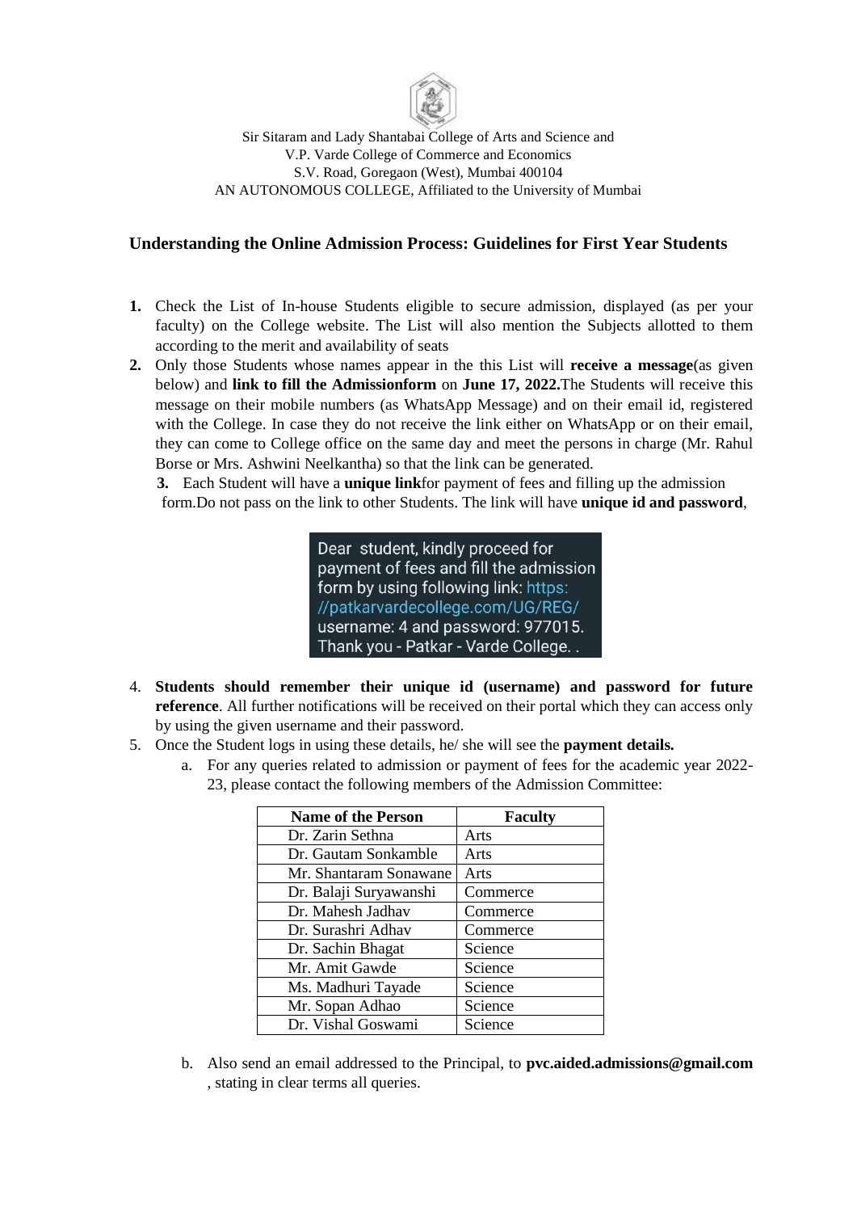Sir Sitaram and Lady Shantabai College of Arts and Science and
V.P. Varde College of Commerce and Economics
S.V. Road, Goregaon (West), Mumbai 400104
AN AUTONOMOUS COLLEGE, Affiliated to the University of Mumbai

## Understanding the Online Admission Process: Guidelines for First Year Students

1. Check the List of In-house Students eligible to secure admission, displayed (as per your faculty) on the College website. The List will also mention the Subjects allotted to them according to the merit and availability of seats
2. Only those Students whose names appear in the this List will **receive a message**(as given below) and **link to fill the Admissionform** on **June 17, 2022.**The Students will receive this message on their mobile numbers (as WhatsApp Message) and on their email id, registered with the College. In case they do not receive the link either on WhatsApp or on their email, they can come to College office on the same day and meet the persons in charge (Mr. Rahul Borse or Mrs. Ashwini Neelkantha) so that the link can be generated.
3. Each Student will have a **unique link**for payment of fees and filling up the admission form.Do not pass on the link to other Students. The link will have **unique id and password**,

> Dear student, kindly proceed for payment of fees and fill the admission form by using following link: https://patkarvardecollege.com/UG/REG/ username: 4 and password: 977015. Thank you - Patkar - Varde College. .

4. **Students should remember their unique id (username) and password for future reference**. All further notifications will be received on their portal which they can access only by using the given username and their password.
5. Once the Student logs in using these details, he/ she will see the **payment details.**
   a. For any queries related to admission or payment of fees for the academic year 2022-23, please contact the following members of the Admission Committee:

| Name of the Person | Faculty |
|---|---|
| Dr. Zarin Sethna | Arts |
| Dr. Gautam Sonkamble | Arts |
| Mr. Shantaram Sonawane | Arts |
| Dr. Balaji Suryawanshi | Commerce |
| Dr. Mahesh Jadhav | Commerce |
| Dr. Surashri Adhav | Commerce |
| Dr. Sachin Bhagat | Science |
| Mr. Amit Gawde | Science |
| Ms. Madhuri Tayade | Science |
| Mr. Sopan Adhao | Science |
| Dr. Vishal Goswami | Science |

   b. Also send an email addressed to the Principal, to **pvc.aided.admissions@gmail.com** , stating in clear terms all queries.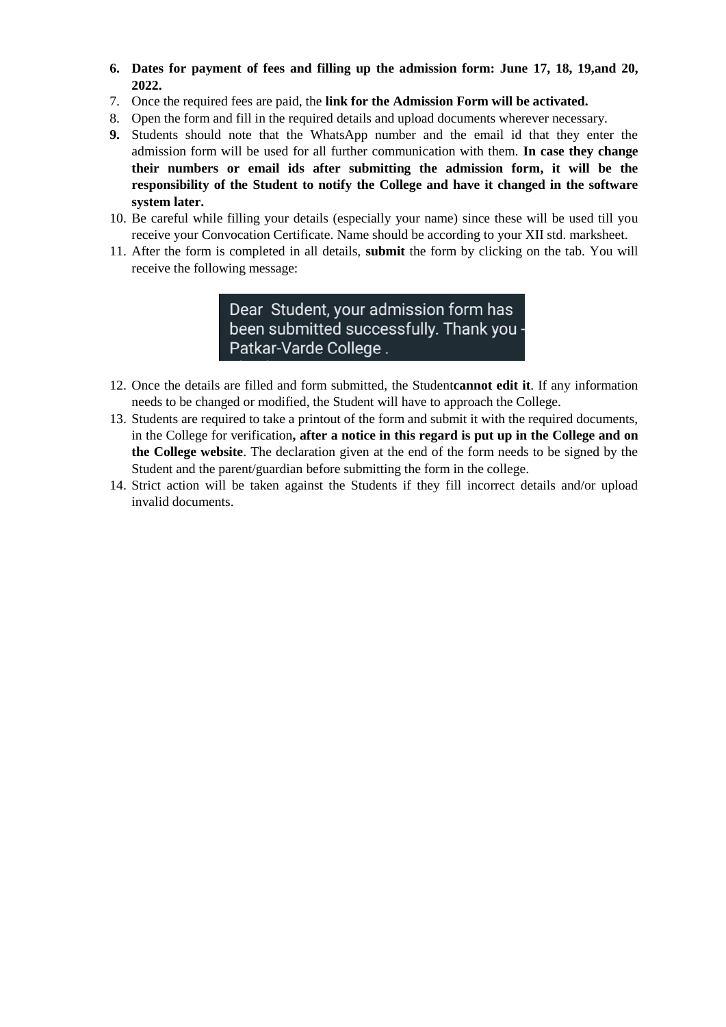6. **Dates for payment of fees and filling up the admission form: June 17, 18, 19,and 20, 2022.**
7. Once the required fees are paid, the **link for the Admission Form will be activated.**
8. Open the form and fill in the required details and upload documents wherever necessary.
9. Students should note that the WhatsApp number and the email id that they enter the admission form will be used for all further communication with them. **In case they change their numbers or email ids after submitting the admission form, it will be the responsibility of the Student to notify the College and have it changed in the software system later.**
10. Be careful while filling your details (especially your name) since these will be used till you receive your Convocation Certificate. Name should be according to your XII std. marksheet.
11. After the form is completed in all details, **submit** the form by clicking on the tab. You will receive the following message:

Dear Student, your admission form has been submitted successfully. Thank you - Patkar-Varde College .

12. Once the details are filled and form submitted, the Student**cannot edit it**. If any information needs to be changed or modified, the Student will have to approach the College.
13. Students are required to take a printout of the form and submit it with the required documents, in the College for verification**, after a notice in this regard is put up in the College and on the College website**. The declaration given at the end of the form needs to be signed by the Student and the parent/guardian before submitting the form in the college.
14. Strict action will be taken against the Students if they fill incorrect details and/or upload invalid documents.